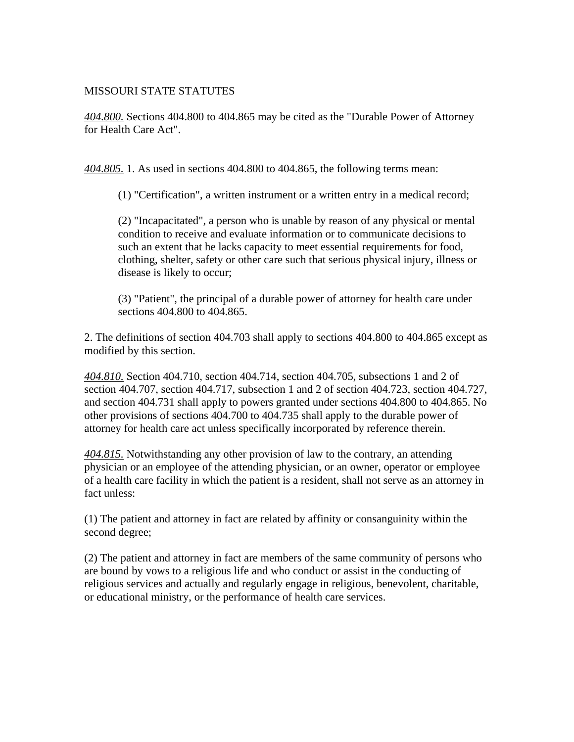MISSOURI STATE STATUTES

*404.800.* Sections 404.800 to 404.865 may be cited as the "Durable Power of Attorney for Health Care Act".

*404.805.* 1. As used in sections 404.800 to 404.865, the following terms mean:

> (1) "Certification", a written instrument or a written entry in a medical record;
>
> (2) "Incapacitated", a person who is unable by reason of any physical or mental condition to receive and evaluate information or to communicate decisions to such an extent that he lacks capacity to meet essential requirements for food, clothing, shelter, safety or other care such that serious physical injury, illness or disease is likely to occur;
>
> (3) "Patient", the principal of a durable power of attorney for health care under sections 404.800 to 404.865.

2. The definitions of section 404.703 shall apply to sections 404.800 to 404.865 except as modified by this section.

*404.810.* Section 404.710, section 404.714, section 404.705, subsections 1 and 2 of section 404.707, section 404.717, subsection 1 and 2 of section 404.723, section 404.727, and section 404.731 shall apply to powers granted under sections 404.800 to 404.865. No other provisions of sections 404.700 to 404.735 shall apply to the durable power of attorney for health care act unless specifically incorporated by reference therein.

*404.815.* Notwithstanding any other provision of law to the contrary, an attending physician or an employee of the attending physician, or an owner, operator or employee of a health care facility in which the patient is a resident, shall not serve as an attorney in fact unless:

(1) The patient and attorney in fact are related by affinity or consanguinity within the second degree;

(2) The patient and attorney in fact are members of the same community of persons who are bound by vows to a religious life and who conduct or assist in the conducting of religious services and actually and regularly engage in religious, benevolent, charitable, or educational ministry, or the performance of health care services.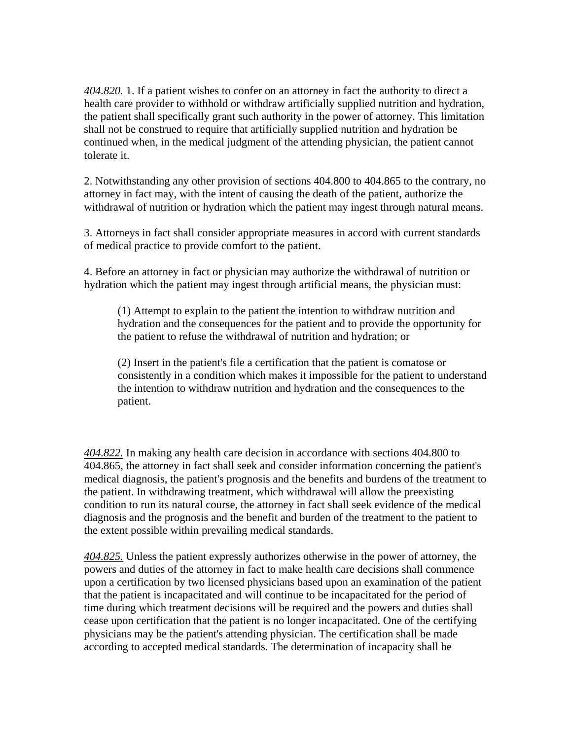*404.820.* 1. If a patient wishes to confer on an attorney in fact the authority to direct a health care provider to withhold or withdraw artificially supplied nutrition and hydration, the patient shall specifically grant such authority in the power of attorney. This limitation shall not be construed to require that artificially supplied nutrition and hydration be continued when, in the medical judgment of the attending physician, the patient cannot tolerate it.

2. Notwithstanding any other provision of sections 404.800 to 404.865 to the contrary, no attorney in fact may, with the intent of causing the death of the patient, authorize the withdrawal of nutrition or hydration which the patient may ingest through natural means.

3. Attorneys in fact shall consider appropriate measures in accord with current standards of medical practice to provide comfort to the patient.

4. Before an attorney in fact or physician may authorize the withdrawal of nutrition or hydration which the patient may ingest through artificial means, the physician must:

> (1) Attempt to explain to the patient the intention to withdraw nutrition and hydration and the consequences for the patient and to provide the opportunity for the patient to refuse the withdrawal of nutrition and hydration; or
>
> (2) Insert in the patient's file a certification that the patient is comatose or consistently in a condition which makes it impossible for the patient to understand the intention to withdraw nutrition and hydration and the consequences to the patient.

*404.822.* In making any health care decision in accordance with sections 404.800 to 404.865, the attorney in fact shall seek and consider information concerning the patient's medical diagnosis, the patient's prognosis and the benefits and burdens of the treatment to the patient. In withdrawing treatment, which withdrawal will allow the preexisting condition to run its natural course, the attorney in fact shall seek evidence of the medical diagnosis and the prognosis and the benefit and burden of the treatment to the patient to the extent possible within prevailing medical standards.

*404.825.* Unless the patient expressly authorizes otherwise in the power of attorney, the powers and duties of the attorney in fact to make health care decisions shall commence upon a certification by two licensed physicians based upon an examination of the patient that the patient is incapacitated and will continue to be incapacitated for the period of time during which treatment decisions will be required and the powers and duties shall cease upon certification that the patient is no longer incapacitated. One of the certifying physicians may be the patient's attending physician. The certification shall be made according to accepted medical standards. The determination of incapacity shall be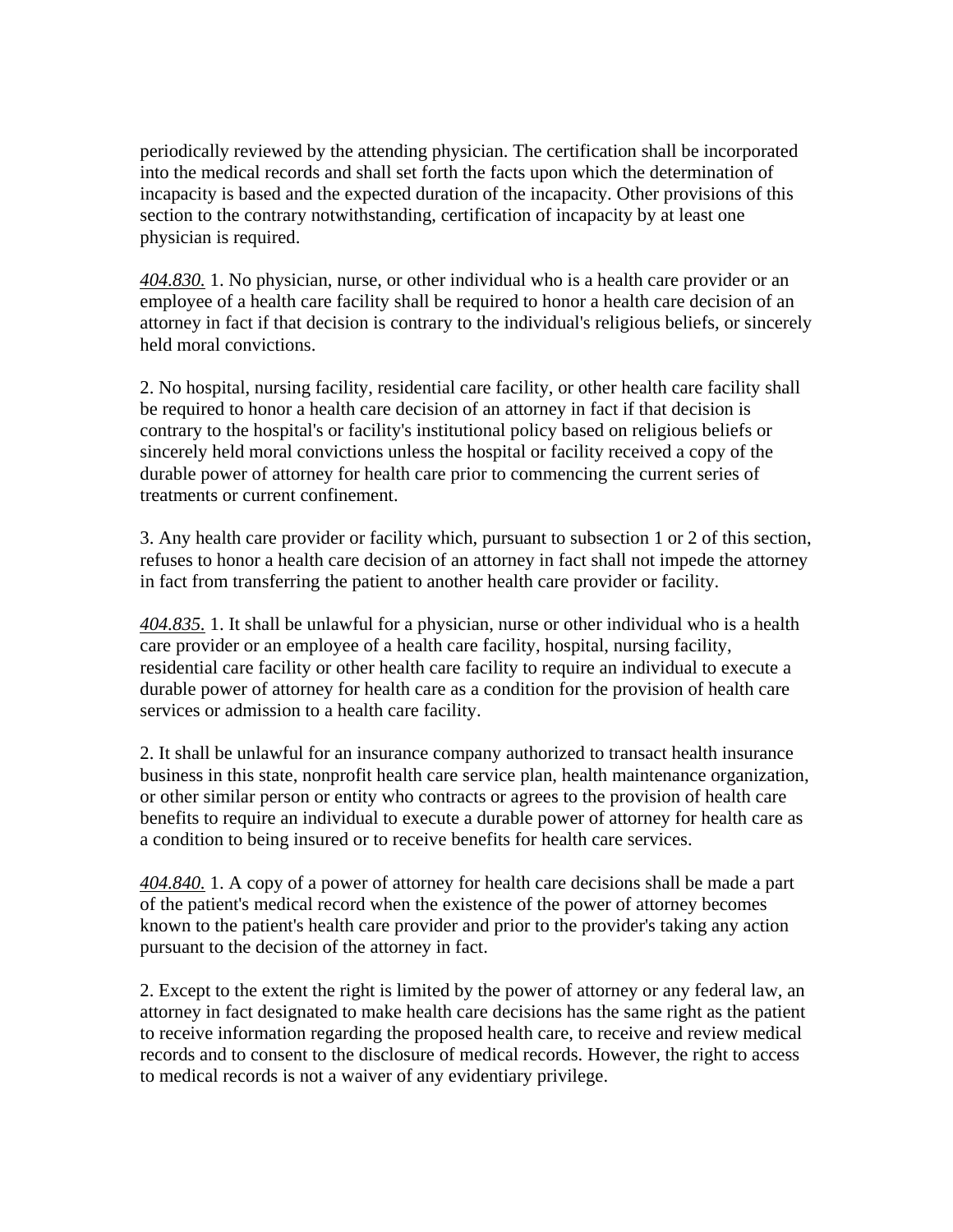periodically reviewed by the attending physician. The certification shall be incorporated into the medical records and shall set forth the facts upon which the determination of incapacity is based and the expected duration of the incapacity. Other provisions of this section to the contrary notwithstanding, certification of incapacity by at least one physician is required.

*404.830.* 1. No physician, nurse, or other individual who is a health care provider or an employee of a health care facility shall be required to honor a health care decision of an attorney in fact if that decision is contrary to the individual's religious beliefs, or sincerely held moral convictions.

2. No hospital, nursing facility, residential care facility, or other health care facility shall be required to honor a health care decision of an attorney in fact if that decision is contrary to the hospital's or facility's institutional policy based on religious beliefs or sincerely held moral convictions unless the hospital or facility received a copy of the durable power of attorney for health care prior to commencing the current series of treatments or current confinement.

3. Any health care provider or facility which, pursuant to subsection 1 or 2 of this section, refuses to honor a health care decision of an attorney in fact shall not impede the attorney in fact from transferring the patient to another health care provider or facility.

*404.835.* 1. It shall be unlawful for a physician, nurse or other individual who is a health care provider or an employee of a health care facility, hospital, nursing facility, residential care facility or other health care facility to require an individual to execute a durable power of attorney for health care as a condition for the provision of health care services or admission to a health care facility.

2. It shall be unlawful for an insurance company authorized to transact health insurance business in this state, nonprofit health care service plan, health maintenance organization, or other similar person or entity who contracts or agrees to the provision of health care benefits to require an individual to execute a durable power of attorney for health care as a condition to being insured or to receive benefits for health care services.

*404.840.* 1. A copy of a power of attorney for health care decisions shall be made a part of the patient's medical record when the existence of the power of attorney becomes known to the patient's health care provider and prior to the provider's taking any action pursuant to the decision of the attorney in fact.

2. Except to the extent the right is limited by the power of attorney or any federal law, an attorney in fact designated to make health care decisions has the same right as the patient to receive information regarding the proposed health care, to receive and review medical records and to consent to the disclosure of medical records. However, the right to access to medical records is not a waiver of any evidentiary privilege.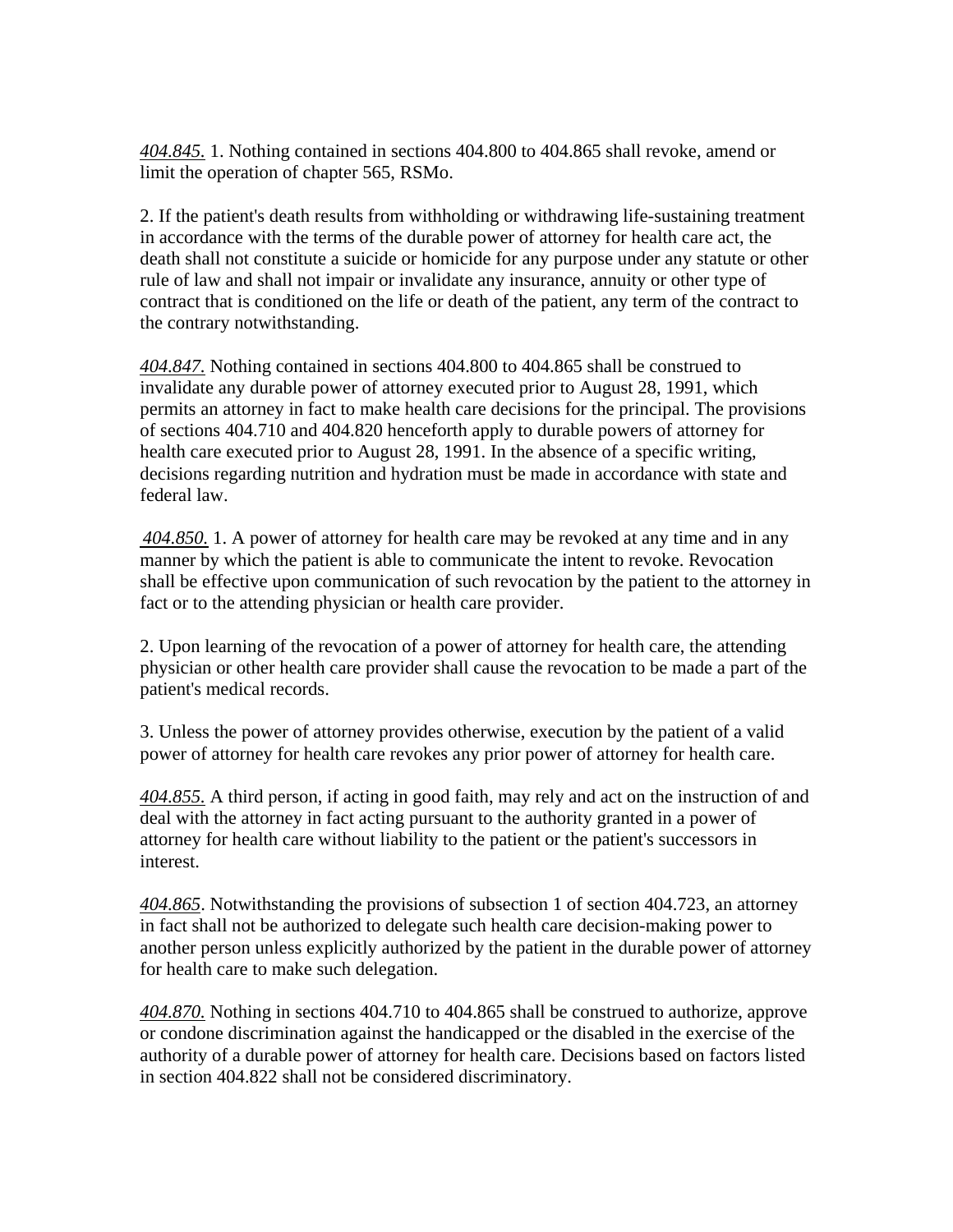*404.845.* 1. Nothing contained in sections 404.800 to 404.865 shall revoke, amend or limit the operation of chapter 565, RSMo.

2. If the patient's death results from withholding or withdrawing life-sustaining treatment in accordance with the terms of the durable power of attorney for health care act, the death shall not constitute a suicide or homicide for any purpose under any statute or other rule of law and shall not impair or invalidate any insurance, annuity or other type of contract that is conditioned on the life or death of the patient, any term of the contract to the contrary notwithstanding.

*404.847.* Nothing contained in sections 404.800 to 404.865 shall be construed to invalidate any durable power of attorney executed prior to August 28, 1991, which permits an attorney in fact to make health care decisions for the principal. The provisions of sections 404.710 and 404.820 henceforth apply to durable powers of attorney for health care executed prior to August 28, 1991. In the absence of a specific writing, decisions regarding nutrition and hydration must be made in accordance with state and federal law.

*404.850.* 1. A power of attorney for health care may be revoked at any time and in any manner by which the patient is able to communicate the intent to revoke. Revocation shall be effective upon communication of such revocation by the patient to the attorney in fact or to the attending physician or health care provider.

2. Upon learning of the revocation of a power of attorney for health care, the attending physician or other health care provider shall cause the revocation to be made a part of the patient's medical records.

3. Unless the power of attorney provides otherwise, execution by the patient of a valid power of attorney for health care revokes any prior power of attorney for health care.

*404.855.* A third person, if acting in good faith, may rely and act on the instruction of and deal with the attorney in fact acting pursuant to the authority granted in a power of attorney for health care without liability to the patient or the patient's successors in interest.

*404.865*. Notwithstanding the provisions of subsection 1 of section 404.723, an attorney in fact shall not be authorized to delegate such health care decision-making power to another person unless explicitly authorized by the patient in the durable power of attorney for health care to make such delegation.

*404.870.* Nothing in sections 404.710 to 404.865 shall be construed to authorize, approve or condone discrimination against the handicapped or the disabled in the exercise of the authority of a durable power of attorney for health care. Decisions based on factors listed in section 404.822 shall not be considered discriminatory.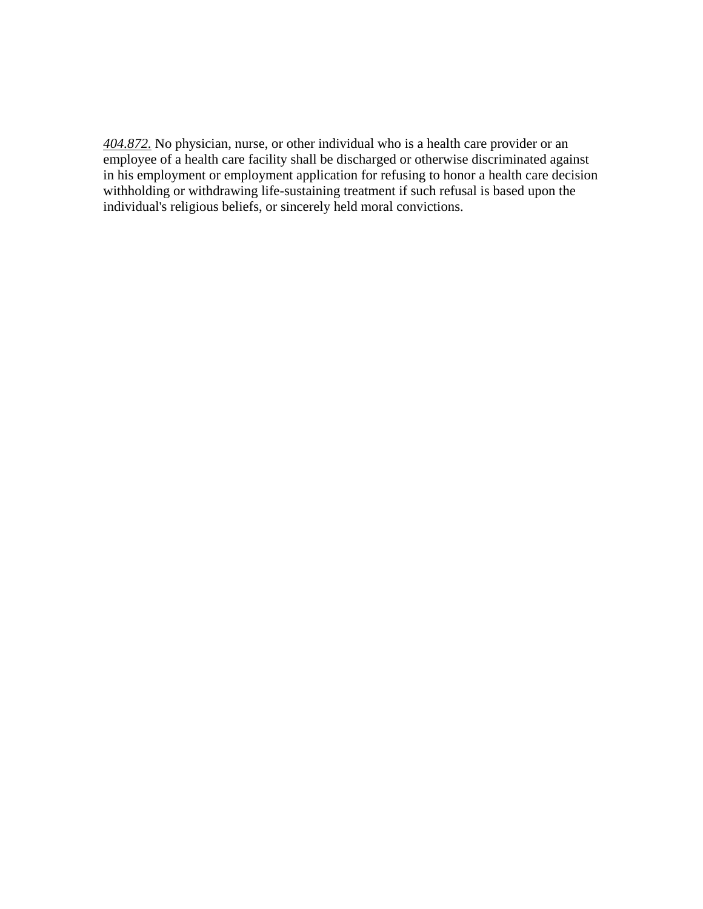*404.872.* No physician, nurse, or other individual who is a health care provider or an employee of a health care facility shall be discharged or otherwise discriminated against in his employment or employment application for refusing to honor a health care decision withholding or withdrawing life-sustaining treatment if such refusal is based upon the individual's religious beliefs, or sincerely held moral convictions.